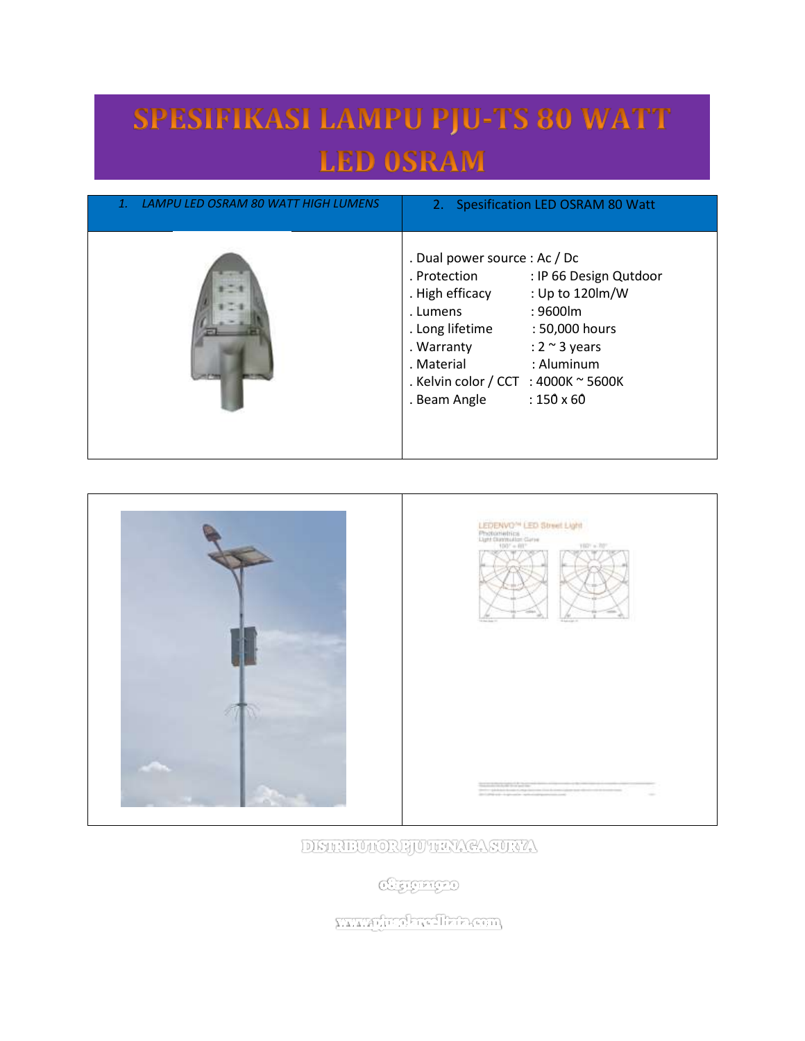# SPESIFIKASI LAMPU PJU-TS 80 WATT LED OSRAM

| 1. *LAMPU LED OSRAM 80 WATT HIGH LUMENS* | 2. Spesification LED OSRAM 80 Watt |
|---|---|
| | . Dual power source : Ac / Dc<br>. Protection : IP 66 Design Qutdoor<br>. High efficacy : Up to 120lm/W<br>. Lumens : 9600lm<br>. Long lifetime : 50,000 hours<br>. Warranty : 2 ~ 3 years<br>. Material : Aluminum<br>. Kelvin color / CCT : 4000K ~ 5600K<br>. Beam Angle : 150 x 60 |

LEDENVO™ LED Street Light

Photometrics

Light Distribution Curve

150° × 60°

150° × 70°

DISTRIBUTOR PJU TENAGA SURYA

081319121920

www.pjusolarcellturta.com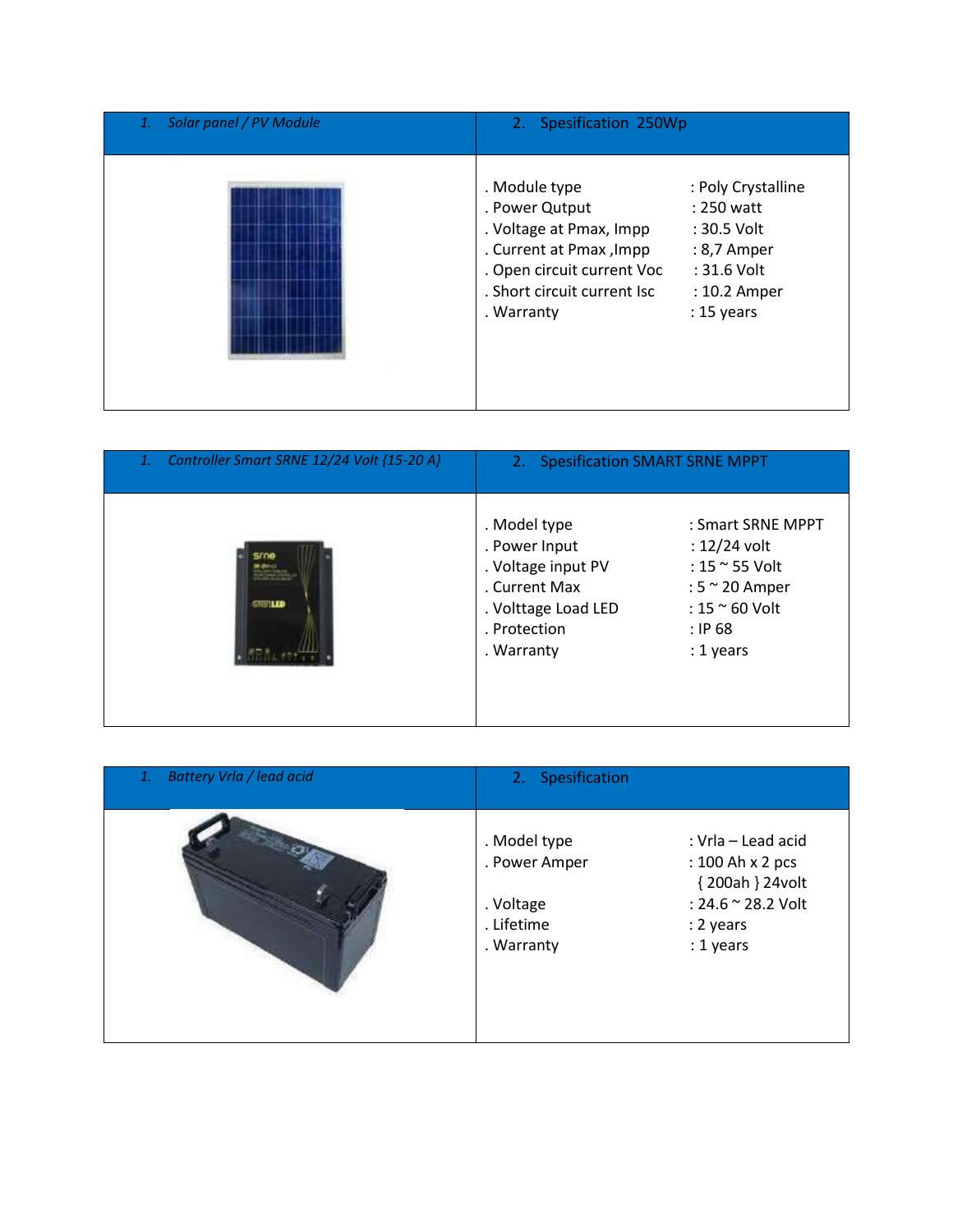| 1. *Solar panel / PV Module* | 2. Spesification 250Wp |
|---|---|
| | . Module type : Poly Crystalline<br>. Power Qutput : 250 watt<br>. Voltage at Pmax, Impp : 30.5 Volt<br>. Current at Pmax ,Impp : 8,7 Amper<br>. Open circuit current Voc : 31.6 Volt<br>. Short circuit current Isc : 10.2 Amper<br>. Warranty : 15 years |

| 1. *Controller Smart SRNE 12/24 Volt {15-20 A}* | 2. Spesification SMART SRNE MPPT |
|---|---|
| | . Model type : Smart SRNE MPPT<br>. Power Input : 12/24 volt<br>. Voltage input PV : 15 ~ 55 Volt<br>. Current Max : 5 ~ 20 Amper<br>. Volttage Load LED : 15 ~ 60 Volt<br>. Protection : IP 68<br>. Warranty : 1 years |

| 1. *Battery Vrla / lead acid* | 2. Spesification |
|---|---|
| | . Model type : Vrla – Lead acid<br>. Power Amper : 100 Ah x 2 pcs { 200ah } 24volt<br>. Voltage : 24.6 ~ 28.2 Volt<br>. Lifetime : 2 years<br>. Warranty : 1 years |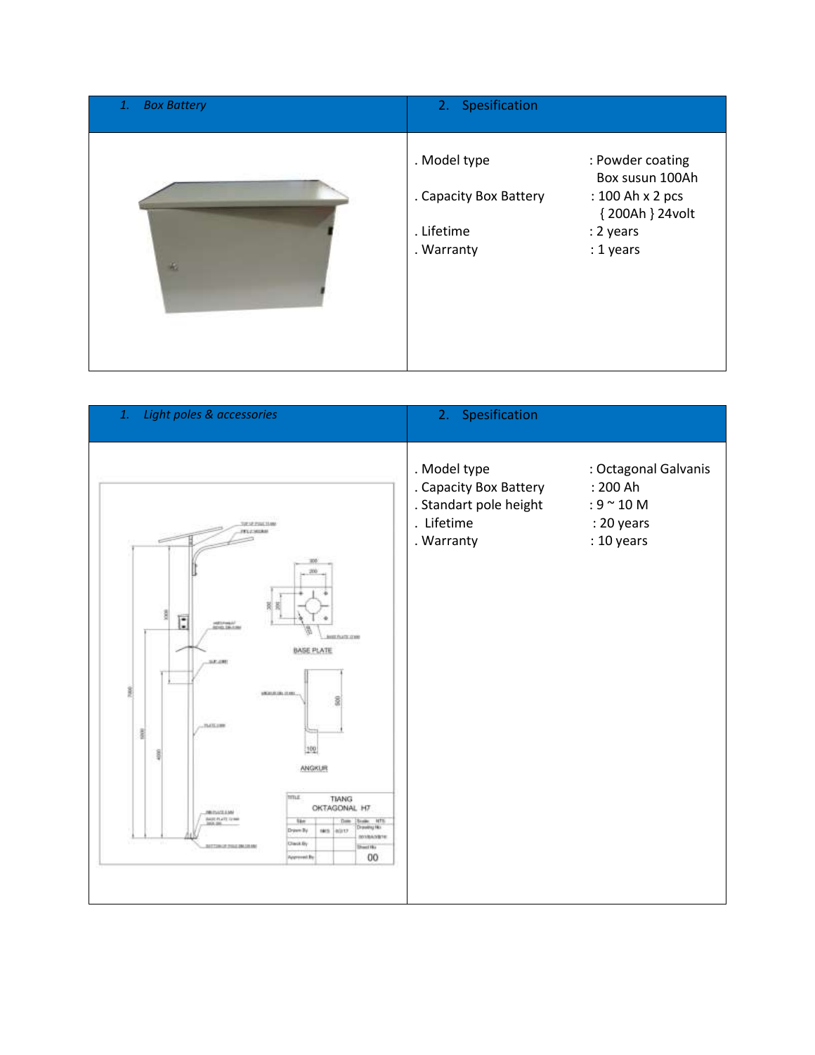| 1. *Box Battery* | 2. Spesification | |
|---|---|---|
| | . Model type | : Powder coating Box susun 100Ah |
| | . Capacity Box Battery | : 100 Ah x 2 pcs { 200Ah } 24volt |
| | . Lifetime | : 2 years |
| | . Warranty | : 1 years |

| 1. *Light poles & accessories* | 2. Spesification | |
|---|---|---|
| | . Model type | : Octagonal Galvanis |
| | . Capacity Box Battery | : 200 Ah |
| | . Standart pole height | : 9 ~ 10 M |
| | . Lifetime | : 20 years |
| | . Warranty | : 10 years |